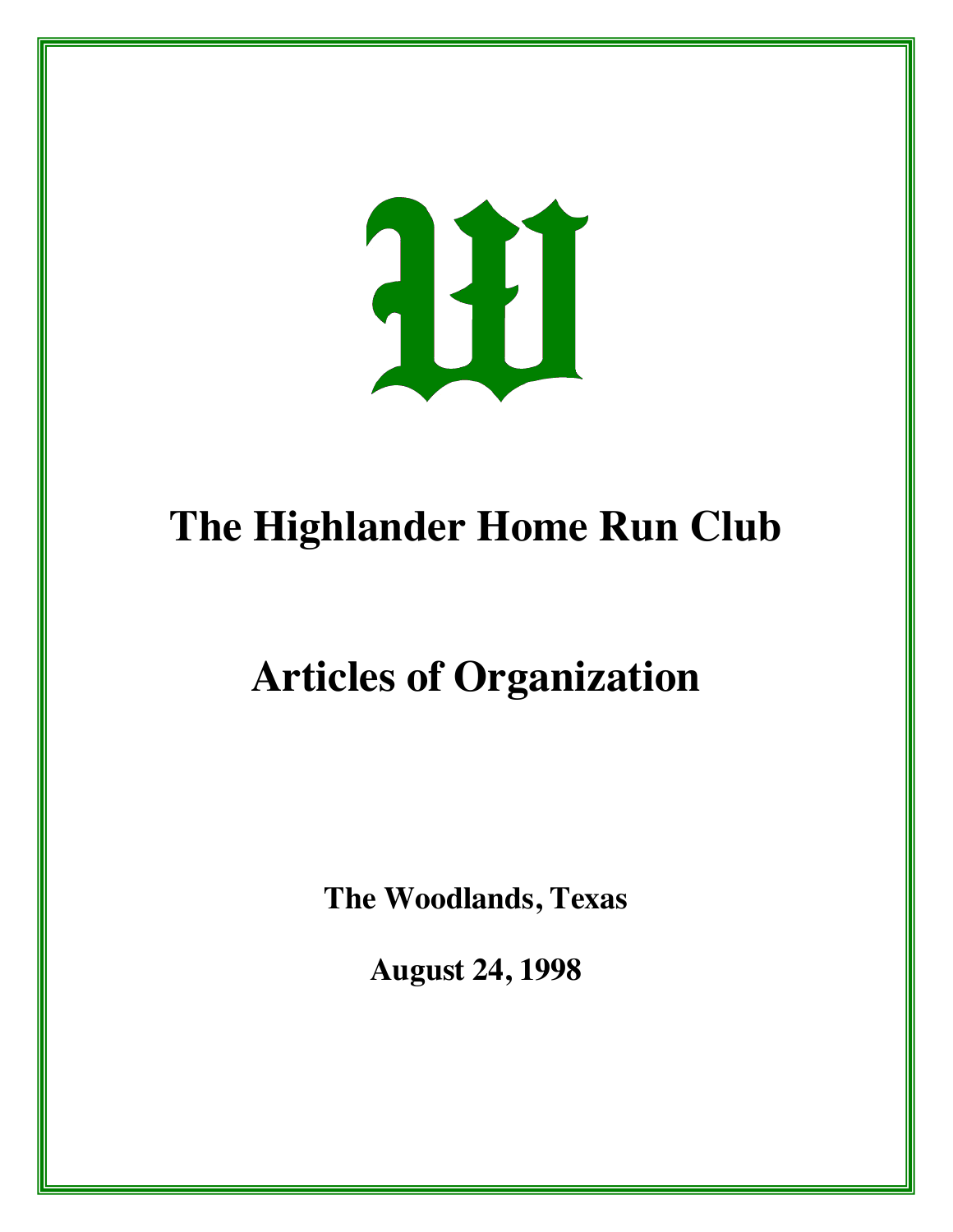# The Highlander Home Run Club

# Articles of Organization

**The Woodlands, Texas**

**August 24, 1998**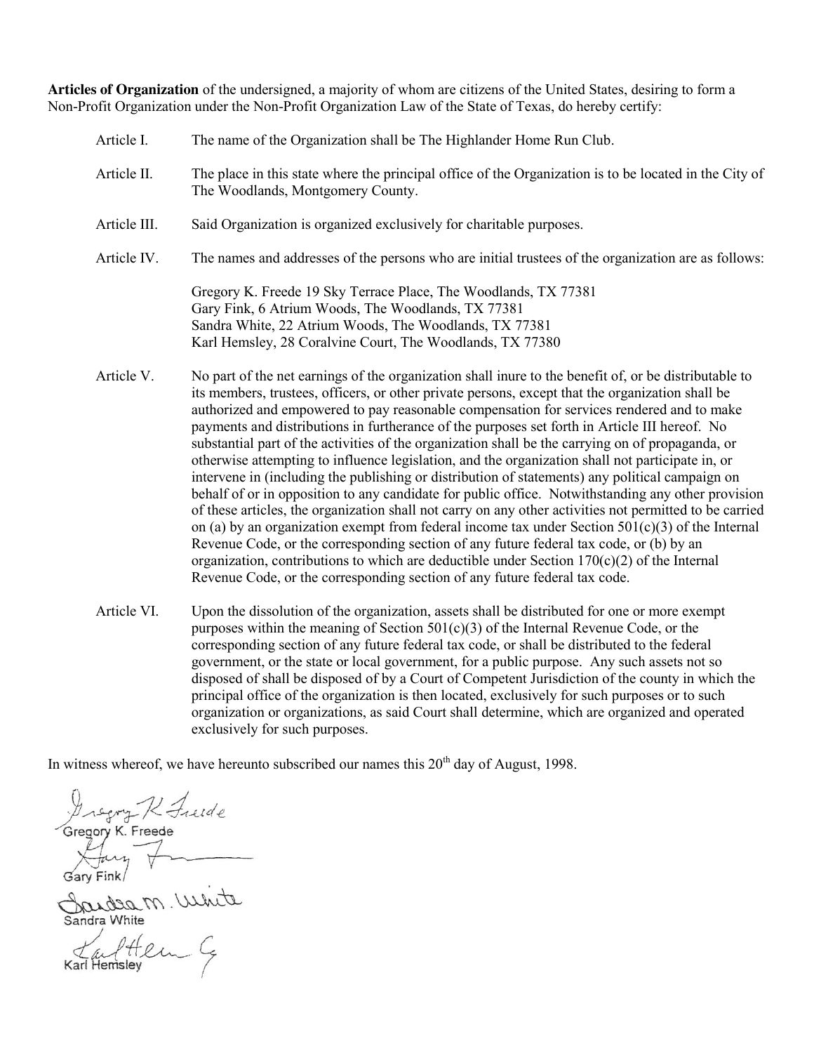**Articles of Organization** of the undersigned, a majority of whom are citizens of the United States, desiring to form a Non-Profit Organization under the Non-Profit Organization Law of the State of Texas, do hereby certify:

Article I. The name of the Organization shall be The Highlander Home Run Club.

Article II. The place in this state where the principal office of the Organization is to be located in the City of The Woodlands, Montgomery County.

Article III. Said Organization is organized exclusively for charitable purposes.

Article IV. The names and addresses of the persons who are initial trustees of the organization are as follows:

Gregory K. Freede 19 Sky Terrace Place, The Woodlands, TX 77381
Gary Fink, 6 Atrium Woods, The Woodlands, TX 77381
Sandra White, 22 Atrium Woods, The Woodlands, TX 77381
Karl Hemsley, 28 Coralvine Court, The Woodlands, TX 77380

Article V. No part of the net earnings of the organization shall inure to the benefit of, or be distributable to its members, trustees, officers, or other private persons, except that the organization shall be authorized and empowered to pay reasonable compensation for services rendered and to make payments and distributions in furtherance of the purposes set forth in Article III hereof. No substantial part of the activities of the organization shall be the carrying on of propaganda, or otherwise attempting to influence legislation, and the organization shall not participate in, or intervene in (including the publishing or distribution of statements) any political campaign on behalf of or in opposition to any candidate for public office. Notwithstanding any other provision of these articles, the organization shall not carry on any other activities not permitted to be carried on (a) by an organization exempt from federal income tax under Section 501(c)(3) of the Internal Revenue Code, or the corresponding section of any future federal tax code, or (b) by an organization, contributions to which are deductible under Section 170(c)(2) of the Internal Revenue Code, or the corresponding section of any future federal tax code.

Article VI. Upon the dissolution of the organization, assets shall be distributed for one or more exempt purposes within the meaning of Section 501(c)(3) of the Internal Revenue Code, or the corresponding section of any future federal tax code, or shall be distributed to the federal government, or the state or local government, for a public purpose. Any such assets not so disposed of shall be disposed of by a Court of Competent Jurisdiction of the county in which the principal office of the organization is then located, exclusively for such purposes or to such organization or organizations, as said Court shall determine, which are organized and operated exclusively for such purposes.

In witness whereof, we have hereunto subscribed our names this 20th day of August, 1998.

Gregory K. Freede

Gary Fink

Sandra White

Karl Hemsley